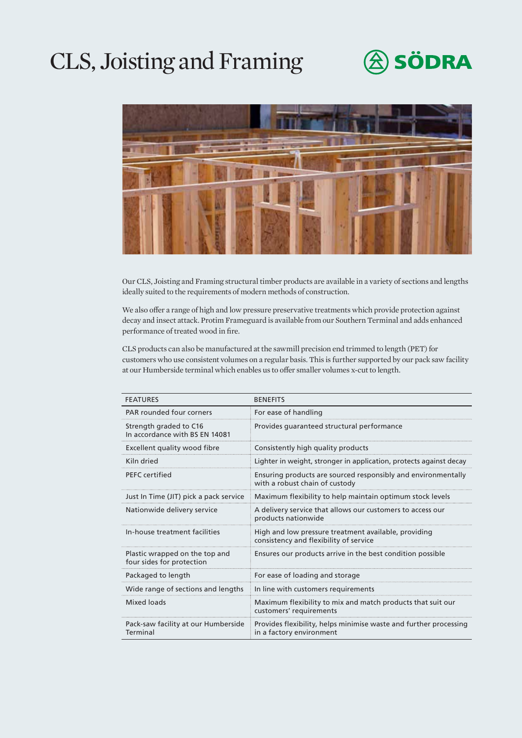# CLS, Joisting and Framing

SÖDRA

Our CLS, Joisting and Framing structural timber products are available in a variety of sections and lengths ideally suited to the requirements of modern methods of construction.

We also offer a range of high and low pressure preservative treatments which provide protection against decay and insect attack. Protim Frameguard is available from our Southern Terminal and adds enhanced performance of treated wood in fire.

CLS products can also be manufactured at the sawmill precision end trimmed to length (PET) for customers who use consistent volumes on a regular basis. This is further supported by our pack saw facility at our Humberside terminal which enables us to offer smaller volumes x-cut to length.

| FEATURES | BENEFITS |
| --- | --- |
| PAR rounded four corners | For ease of handling |
| Strength graded to C16 In accordance with BS EN 14081 | Provides guaranteed structural performance |
| Excellent quality wood fibre | Consistently high quality products |
| Kiln dried | Lighter in weight, stronger in application, protects against decay |
| PEFC certified | Ensuring products are sourced responsibly and environmentally with a robust chain of custody |
| Just In Time (JIT) pick a pack service | Maximum flexibility to help maintain optimum stock levels |
| Nationwide delivery service | A delivery service that allows our customers to access our products nationwide |
| In-house treatment facilities | High and low pressure treatment available, providing consistency and flexibility of service |
| Plastic wrapped on the top and four sides for protection | Ensures our products arrive in the best condition possible |
| Packaged to length | For ease of loading and storage |
| Wide range of sections and lengths | In line with customers requirements |
| Mixed loads | Maximum flexibility to mix and match products that suit our customers' requirements |
| Pack-saw facility at our Humberside Terminal | Provides flexibility, helps minimise waste and further processing in a factory environment |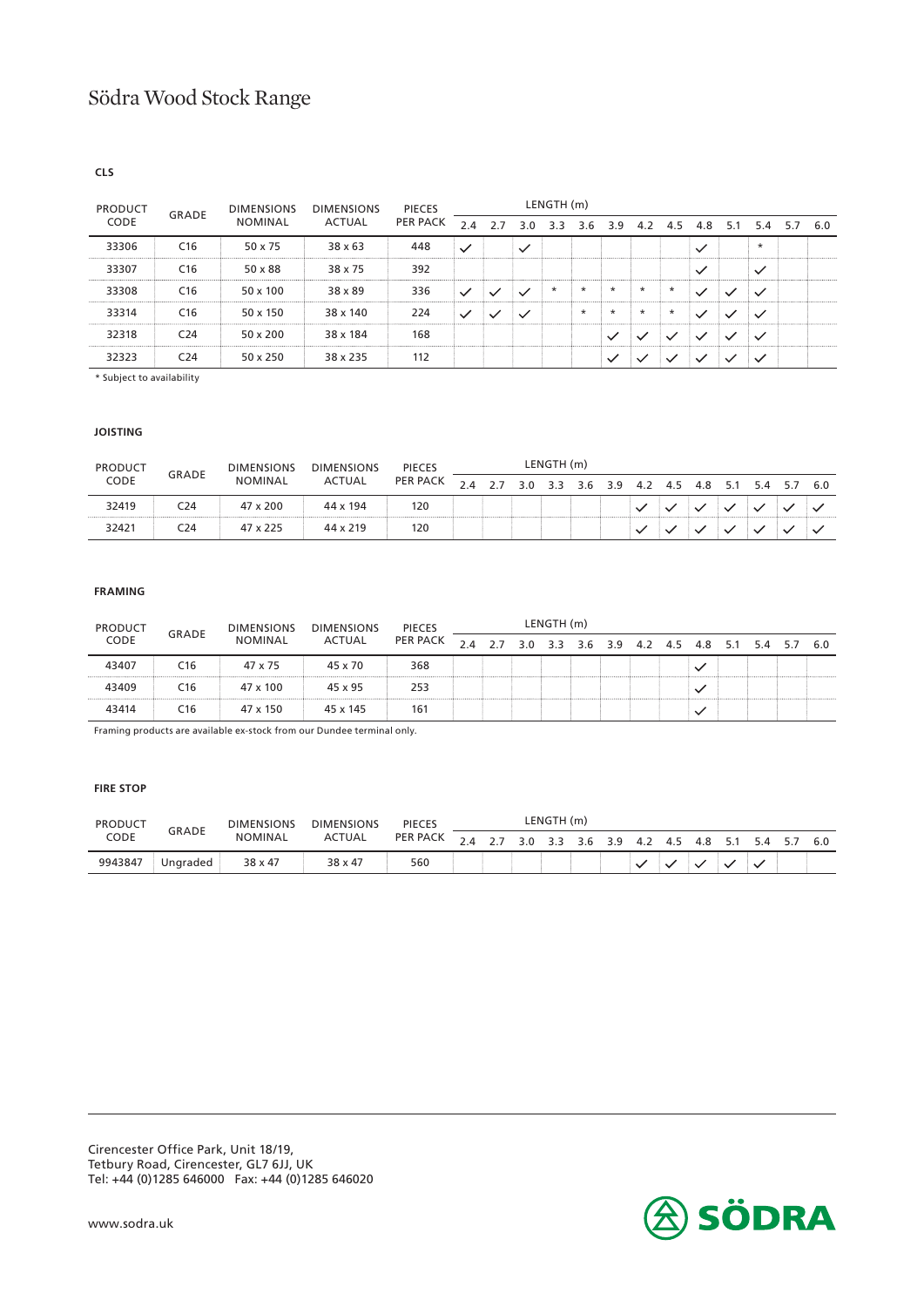# Södra Wood Stock Range

**CLS**

| PRODUCT CODE | GRADE | DIMENSIONS NOMINAL | DIMENSIONS ACTUAL | PIECES PER PACK | LENGTH (m) | | | | | | | | | | | | |
|---|---|---|---|---|---|---|---|---|---|---|---|---|---|---|---|---|---|
| | | | | | 2.4 | 2.7 | 3.0 | 3.3 | 3.6 | 3.9 | 4.2 | 4.5 | 4.8 | 5.1 | 5.4 | 5.7 | 6.0 |
| 33306 | C16 | 50 x 75 | 38 x 63 | 448 | ✓ | | ✓ | | | | | | ✓ | | * | | |
| 33307 | C16 | 50 x 88 | 38 x 75 | 392 | | | | | | | | | ✓ | | ✓ | | |
| 33308 | C16 | 50 x 100 | 38 x 89 | 336 | ✓ | ✓ | ✓ | * | * | * | * | * | ✓ | ✓ | ✓ | | |
| 33314 | C16 | 50 x 150 | 38 x 140 | 224 | ✓ | ✓ | ✓ | | * | * | * | * | ✓ | ✓ | ✓ | | |
| 32318 | C24 | 50 x 200 | 38 x 184 | 168 | | | | | | ✓ | ✓ | ✓ | ✓ | ✓ | ✓ | | |
| 32323 | C24 | 50 x 250 | 38 x 235 | 112 | | | | | | ✓ | ✓ | ✓ | ✓ | ✓ | ✓ | | |

* Subject to availability

**JOISTING**

| PRODUCT CODE | GRADE | DIMENSIONS NOMINAL | DIMENSIONS ACTUAL | PIECES PER PACK | LENGTH (m) | | | | | | | | | | | | |
|---|---|---|---|---|---|---|---|---|---|---|---|---|---|---|---|---|---|
| | | | | | 2.4 | 2.7 | 3.0 | 3.3 | 3.6 | 3.9 | 4.2 | 4.5 | 4.8 | 5.1 | 5.4 | 5.7 | 6.0 |
| 32419 | C24 | 47 x 200 | 44 x 194 | 120 | | | | | | | ✓ | ✓ | ✓ | ✓ | ✓ | ✓ | ✓ |
| 32421 | C24 | 47 x 225 | 44 x 219 | 120 | | | | | | | ✓ | ✓ | ✓ | ✓ | ✓ | ✓ | ✓ |

**FRAMING**

| PRODUCT CODE | GRADE | DIMENSIONS NOMINAL | DIMENSIONS ACTUAL | PIECES PER PACK | LENGTH (m) | | | | | | | | | | | | |
|---|---|---|---|---|---|---|---|---|---|---|---|---|---|---|---|---|---|
| | | | | | 2.4 | 2.7 | 3.0 | 3.3 | 3.6 | 3.9 | 4.2 | 4.5 | 4.8 | 5.1 | 5.4 | 5.7 | 6.0 |
| 43407 | C16 | 47 x 75 | 45 x 70 | 368 | | | | | | | | | ✓ | | | | |
| 43409 | C16 | 47 x 100 | 45 x 95 | 253 | | | | | | | | | ✓ | | | | |
| 43414 | C16 | 47 x 150 | 45 x 145 | 161 | | | | | | | | | ✓ | | | | |

Framing products are available ex-stock from our Dundee terminal only.

**FIRE STOP**

| PRODUCT CODE | GRADE | DIMENSIONS NOMINAL | DIMENSIONS ACTUAL | PIECES PER PACK | LENGTH (m) | | | | | | | | | | | | |
|---|---|---|---|---|---|---|---|---|---|---|---|---|---|---|---|---|---|
| | | | | | 2.4 | 2.7 | 3.0 | 3.3 | 3.6 | 3.9 | 4.2 | 4.5 | 4.8 | 5.1 | 5.4 | 5.7 | 6.0 |
| 9943847 | Ungraded | 38 x 47 | 38 x 47 | 560 | | | | | | | ✓ | ✓ | ✓ | ✓ | ✓ | | |

Cirencester Office Park, Unit 18/19,
Tetbury Road, Cirencester, GL7 6JJ, UK
Tel: +44 (0)1285 646000 Fax: +44 (0)1285 646020

www.sodra.uk

SÖDRA